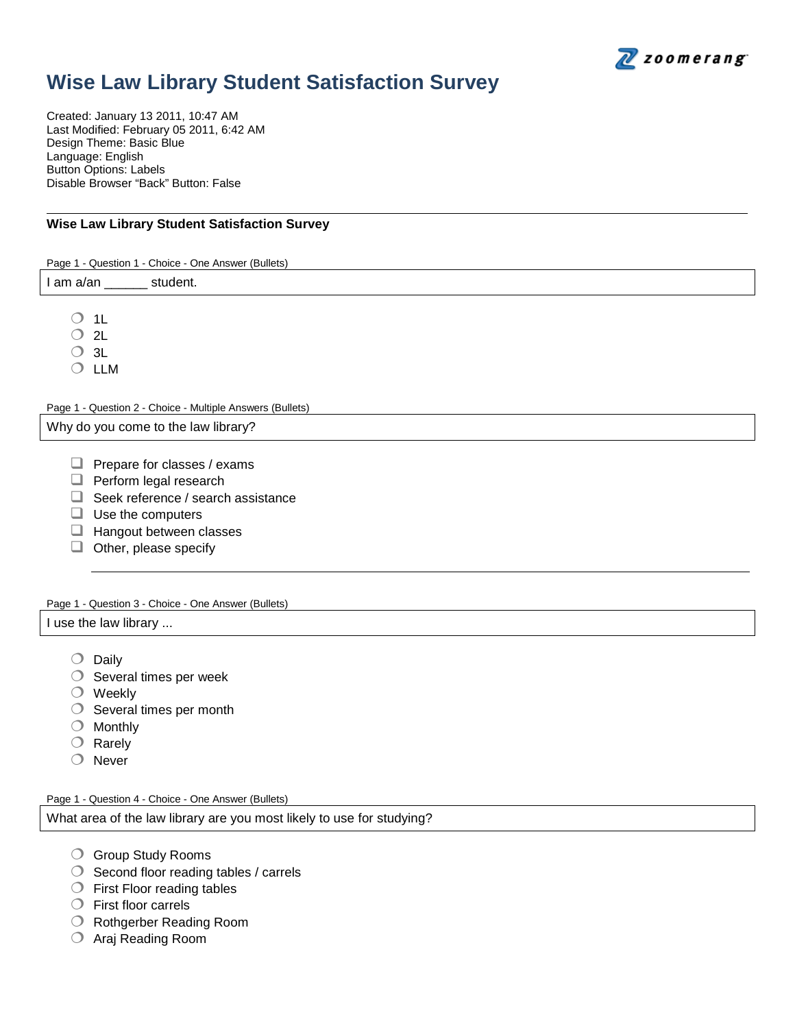# Wise Law Library Student Satisfaction Survey

Created: January 13 2011, 10:47 AM
Last Modified: February 05 2011, 6:42 AM
Design Theme: Basic Blue
Language: English
Button Options: Labels
Disable Browser "Back" Button: False

---

**Wise Law Library Student Satisfaction Survey**

Page 1 - Question 1 - Choice - One Answer (Bullets)

I am a/an ______ student.

- ○ 1L
- ○ 2L
- ○ 3L
- ○ LLM

Page 1 - Question 2 - Choice - Multiple Answers (Bullets)

Why do you come to the law library?

- ☐ Prepare for classes / exams
- ☐ Perform legal research
- ☐ Seek reference / search assistance
- ☐ Use the computers
- ☐ Hangout between classes
- ☐ Other, please specify

Page 1 - Question 3 - Choice - One Answer (Bullets)

I use the law library ...

- ○ Daily
- ○ Several times per week
- ○ Weekly
- ○ Several times per month
- ○ Monthly
- ○ Rarely
- ○ Never

Page 1 - Question 4 - Choice - One Answer (Bullets)

What area of the law library are you most likely to use for studying?

- ○ Group Study Rooms
- ○ Second floor reading tables / carrels
- ○ First Floor reading tables
- ○ First floor carrels
- ○ Rothgerber Reading Room
- ○ Araj Reading Room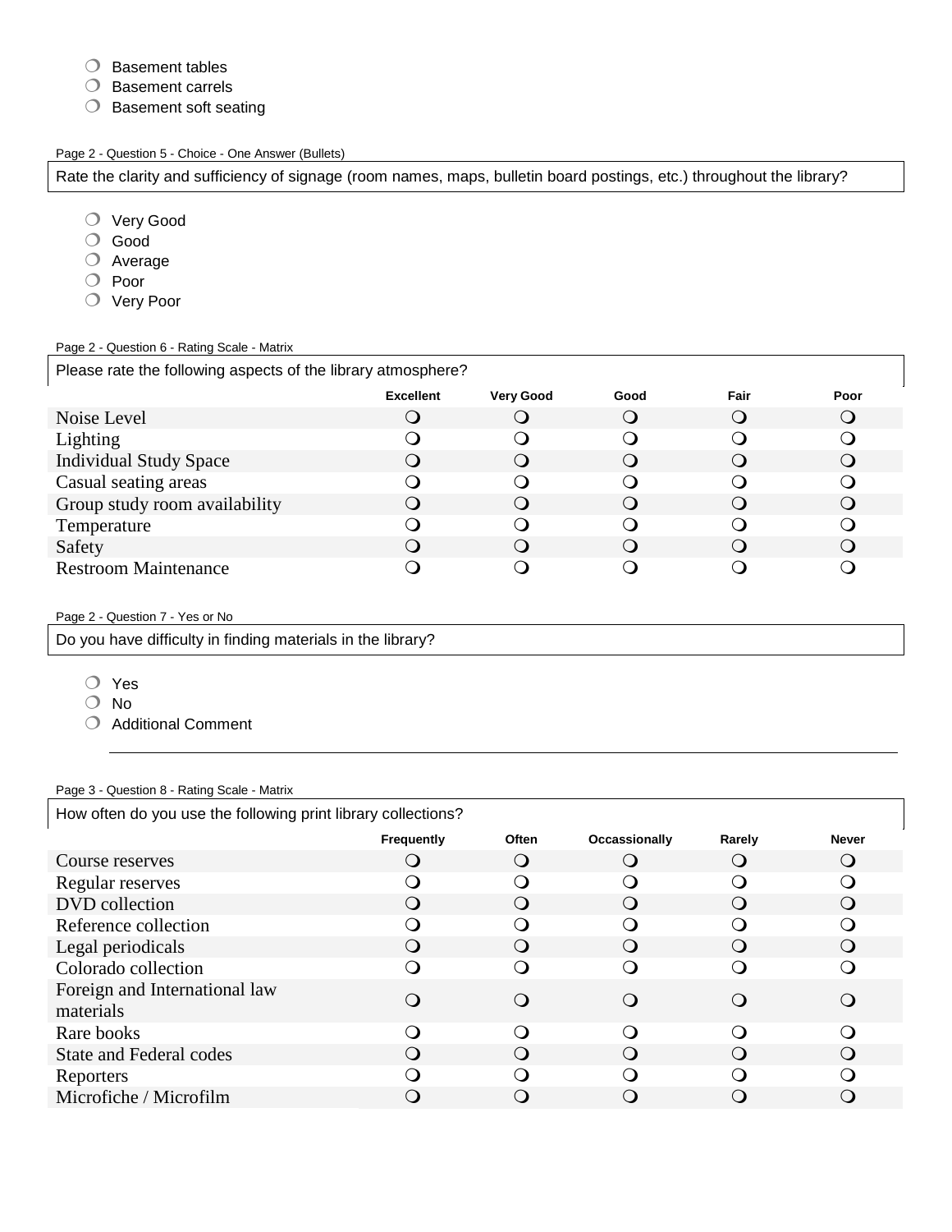- Basement tables
- Basement carrels
- Basement soft seating

Page 2 - Question 5 - Choice - One Answer (Bullets)

Rate the clarity and sufficiency of signage (room names, maps, bulletin board postings, etc.) throughout the library?

- Very Good
- Good
- Average
- Poor
- Very Poor

Page 2 - Question 6 - Rating Scale - Matrix

Please rate the following aspects of the library atmosphere?

| | Excellent | Very Good | Good | Fair | Poor |
|---|---|---|---|---|---|
| Noise Level | ❍ | ❍ | ❍ | ❍ | ❍ |
| Lighting | ❍ | ❍ | ❍ | ❍ | ❍ |
| Individual Study Space | ❍ | ❍ | ❍ | ❍ | ❍ |
| Casual seating areas | ❍ | ❍ | ❍ | ❍ | ❍ |
| Group study room availability | ❍ | ❍ | ❍ | ❍ | ❍ |
| Temperature | ❍ | ❍ | ❍ | ❍ | ❍ |
| Safety | ❍ | ❍ | ❍ | ❍ | ❍ |
| Restroom Maintenance | ❍ | ❍ | ❍ | ❍ | ❍ |

Page 2 - Question 7 - Yes or No

Do you have difficulty in finding materials in the library?

- Yes
- No
- Additional Comment

___

Page 3 - Question 8 - Rating Scale - Matrix

How often do you use the following print library collections?

| | Frequently | Often | Occassionally | Rarely | Never |
|---|---|---|---|---|---|
| Course reserves | ❍ | ❍ | ❍ | ❍ | ❍ |
| Regular reserves | ❍ | ❍ | ❍ | ❍ | ❍ |
| DVD collection | ❍ | ❍ | ❍ | ❍ | ❍ |
| Reference collection | ❍ | ❍ | ❍ | ❍ | ❍ |
| Legal periodicals | ❍ | ❍ | ❍ | ❍ | ❍ |
| Colorado collection | ❍ | ❍ | ❍ | ❍ | ❍ |
| Foreign and International law materials | ❍ | ❍ | ❍ | ❍ | ❍ |
| Rare books | ❍ | ❍ | ❍ | ❍ | ❍ |
| State and Federal codes | ❍ | ❍ | ❍ | ❍ | ❍ |
| Reporters | ❍ | ❍ | ❍ | ❍ | ❍ |
| Microfiche / Microfilm | ❍ | ❍ | ❍ | ❍ | ❍ |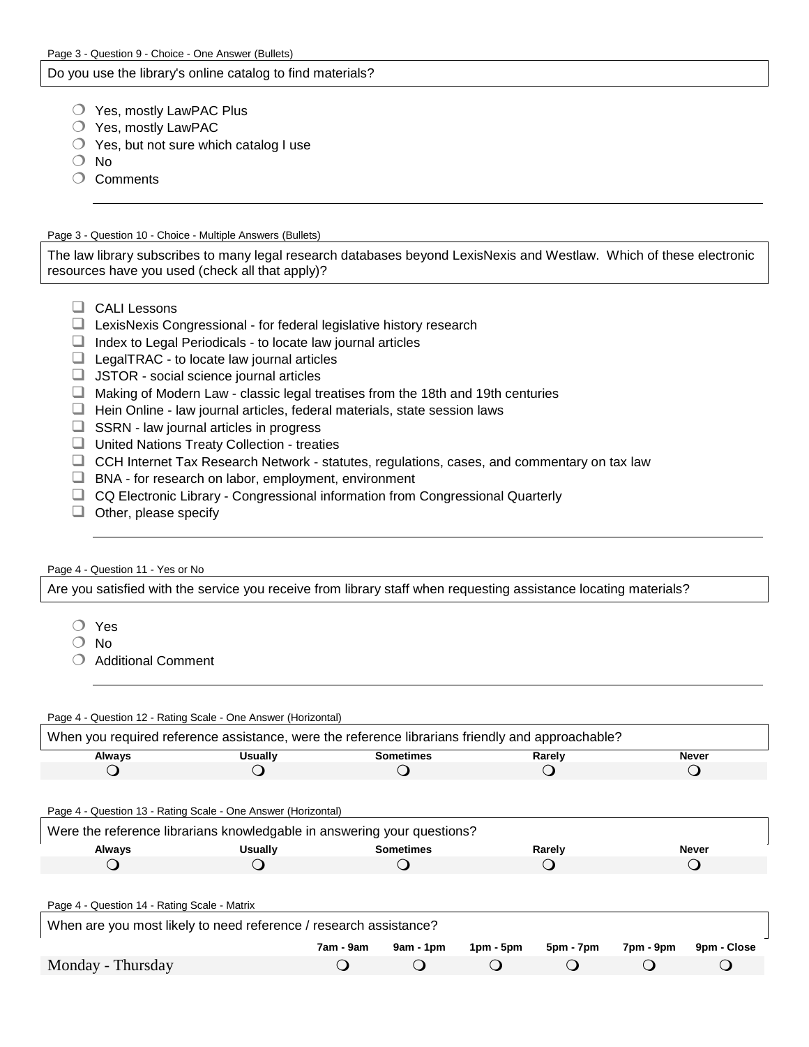Page 3 - Question 9 - Choice - One Answer (Bullets)

**Do you use the library's online catalog to find materials?**

- ○ Yes, mostly LawPAC Plus
- ○ Yes, mostly LawPAC
- ○ Yes, but not sure which catalog I use
- ○ No
- ○ Comments

Page 3 - Question 10 - Choice - Multiple Answers (Bullets)

**The law library subscribes to many legal research databases beyond LexisNexis and Westlaw. Which of these electronic resources have you used (check all that apply)?**

- ☐ CALI Lessons
- ☐ LexisNexis Congressional - for federal legislative history research
- ☐ Index to Legal Periodicals - to locate law journal articles
- ☐ LegalTRAC - to locate law journal articles
- ☐ JSTOR - social science journal articles
- ☐ Making of Modern Law - classic legal treatises from the 18th and 19th centuries
- ☐ Hein Online - law journal articles, federal materials, state session laws
- ☐ SSRN - law journal articles in progress
- ☐ United Nations Treaty Collection - treaties
- ☐ CCH Internet Tax Research Network - statutes, regulations, cases, and commentary on tax law
- ☐ BNA - for research on labor, employment, environment
- ☐ CQ Electronic Library - Congressional information from Congressional Quarterly
- ☐ Other, please specify

Page 4 - Question 11 - Yes or No

**Are you satisfied with the service you receive from library staff when requesting assistance locating materials?**

- ○ Yes
- ○ No
- ○ Additional Comment

Page 4 - Question 12 - Rating Scale - One Answer (Horizontal)

**When you required reference assistance, were the reference librarians friendly and approachable?**

| Always | Usually | Sometimes | Rarely | Never |
|---|---|---|---|---|
| ○ | ○ | ○ | ○ | ○ |

Page 4 - Question 13 - Rating Scale - One Answer (Horizontal)

**Were the reference librarians knowledgable in answering your questions?**

| Always | Usually | Sometimes | Rarely | Never |
|---|---|---|---|---|
| ○ | ○ | ○ | ○ | ○ |

Page 4 - Question 14 - Rating Scale - Matrix

**When are you most likely to need reference / research assistance?**

| | 7am - 9am | 9am - 1pm | 1pm - 5pm | 5pm - 7pm | 7pm - 9pm | 9pm - Close |
|---|---|---|---|---|---|---|
| Monday - Thursday | ○ | ○ | ○ | ○ | ○ | ○ |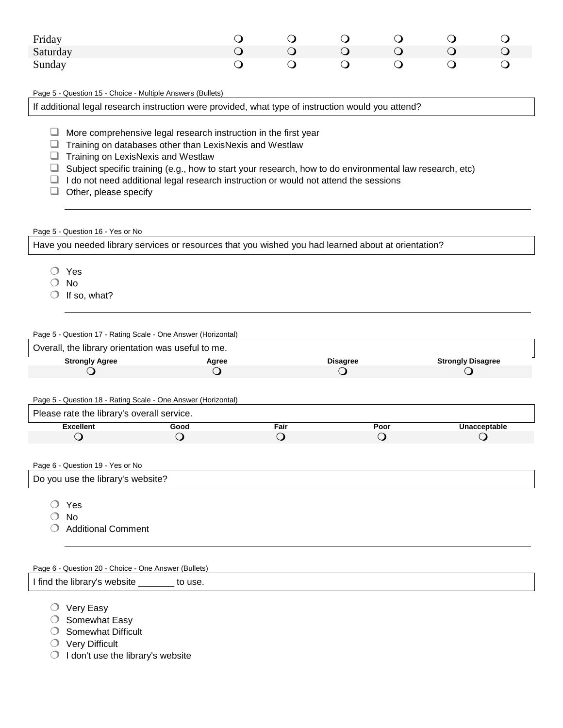| | | | | | | |
|---|---|---|---|---|---|---|
| Friday | ❍ | ❍ | ❍ | ❍ | ❍ | ❍ |
| Saturday | ❍ | ❍ | ❍ | ❍ | ❍ | ❍ |
| Sunday | ❍ | ❍ | ❍ | ❍ | ❍ | ❍ |

Page 5 - Question 15 - Choice - Multiple Answers (Bullets)

If additional legal research instruction were provided, what type of instruction would you attend?

- ❑ More comprehensive legal research instruction in the first year
- ❑ Training on databases other than LexisNexis and Westlaw
- ❑ Training on LexisNexis and Westlaw
- ❑ Subject specific training (e.g., how to start your research, how to do environmental law research, etc)
- ❑ I do not need additional legal research instruction or would not attend the sessions
- ❑ Other, please specify

______________________________________________

Page 5 - Question 16 - Yes or No

Have you needed library services or resources that you wished you had learned about at orientation?

- ❍ Yes
- ❍ No
- ❍ If so, what?

______________________________________________

Page 5 - Question 17 - Rating Scale - One Answer (Horizontal)

Overall, the library orientation was useful to me.

| Strongly Agree | Agree | Disagree | Strongly Disagree |
|---|---|---|---|
| ❍ | ❍ | ❍ | ❍ |

Page 5 - Question 18 - Rating Scale - One Answer (Horizontal)

Please rate the library's overall service.

| Excellent | Good | Fair | Poor | Unacceptable |
|---|---|---|---|---|
| ❍ | ❍ | ❍ | ❍ | ❍ |

Page 6 - Question 19 - Yes or No

Do you use the library's website?

- ❍ Yes
- ❍ No
- ❍ Additional Comment

______________________________________________

Page 6 - Question 20 - Choice - One Answer (Bullets)

I find the library's website _______ to use.

- ❍ Very Easy
- ❍ Somewhat Easy
- ❍ Somewhat Difficult
- ❍ Very Difficult
- ❍ I don't use the library's website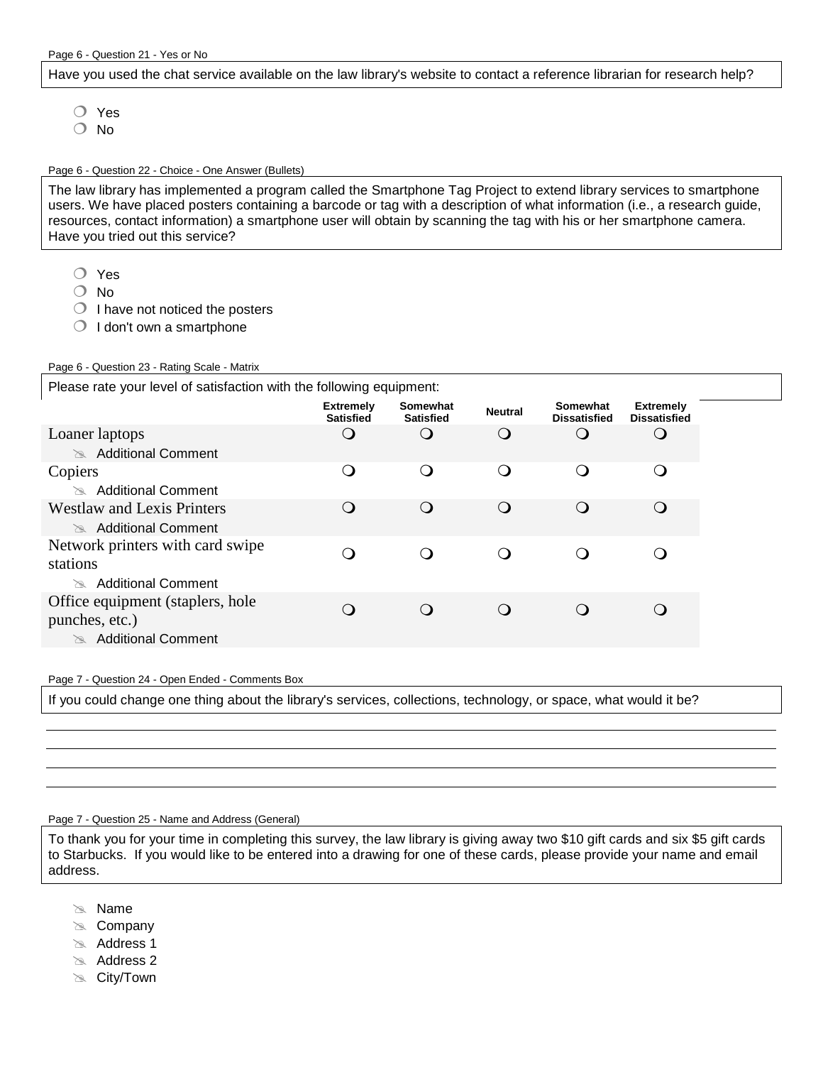Page 6 - Question 21 - Yes or No

Have you used the chat service available on the law library's website to contact a reference librarian for research help?

- ○ Yes
- ○ No

Page 6 - Question 22 - Choice - One Answer (Bullets)

The law library has implemented a program called the Smartphone Tag Project to extend library services to smartphone users. We have placed posters containing a barcode or tag with a description of what information (i.e., a research guide, resources, contact information) a smartphone user will obtain by scanning the tag with his or her smartphone camera. Have you tried out this service?

- ○ Yes
- ○ No
- ○ I have not noticed the posters
- ○ I don't own a smartphone

Page 6 - Question 23 - Rating Scale - Matrix

Please rate your level of satisfaction with the following equipment:

| | Extremely Satisfied | Somewhat Satisfied | Neutral | Somewhat Dissatisfied | Extremely Dissatisfied |
|---|---|---|---|---|---|
| Loaner laptops | ○ | ○ | ○ | ○ | ○ |
| Additional Comment | | | | | |
| Copiers | ○ | ○ | ○ | ○ | ○ |
| Additional Comment | | | | | |
| Westlaw and Lexis Printers | ○ | ○ | ○ | ○ | ○ |
| Additional Comment | | | | | |
| Network printers with card swipe stations | ○ | ○ | ○ | ○ | ○ |
| Additional Comment | | | | | |
| Office equipment (staplers, hole punches, etc.) | ○ | ○ | ○ | ○ | ○ |
| Additional Comment | | | | | |

Page 7 - Question 24 - Open Ended - Comments Box

If you could change one thing about the library's services, collections, technology, or space, what would it be?

Page 7 - Question 25 - Name and Address (General)

To thank you for your time in completing this survey, the law library is giving away two $10 gift cards and six $5 gift cards to Starbucks. If you would like to be entered into a drawing for one of these cards, please provide your name and email address.

- Name
- Company
- Address 1
- Address 2
- City/Town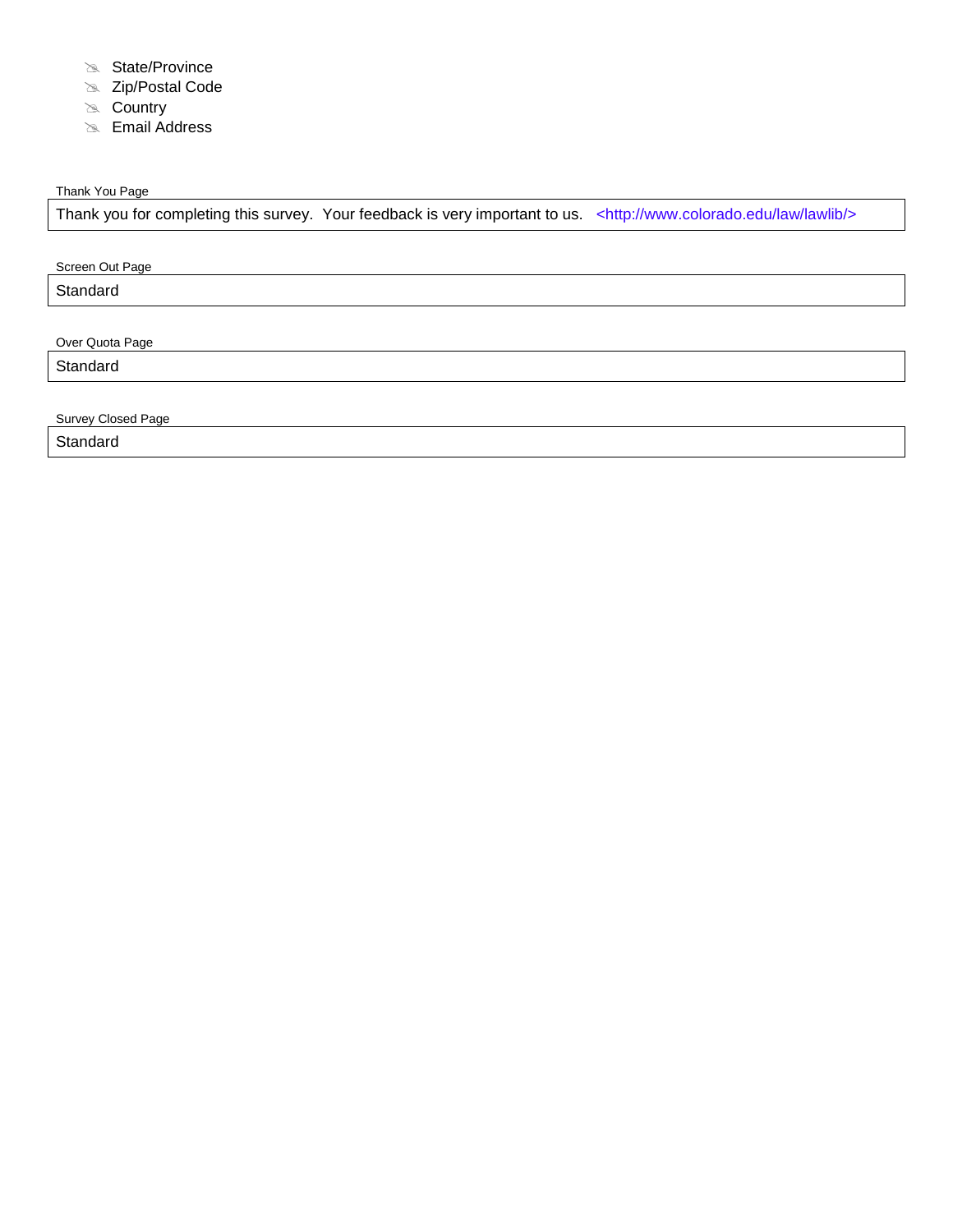- State/Province
- Zip/Postal Code
- Country
- Email Address

Thank You Page

| |
|---|
| Thank you for completing this survey. Your feedback is very important to us. <http://www.colorado.edu/law/lawlib/> |

Screen Out Page

| |
|---|
| Standard |

Over Quota Page

| |
|---|
| Standard |

Survey Closed Page

| |
|---|
| Standard |